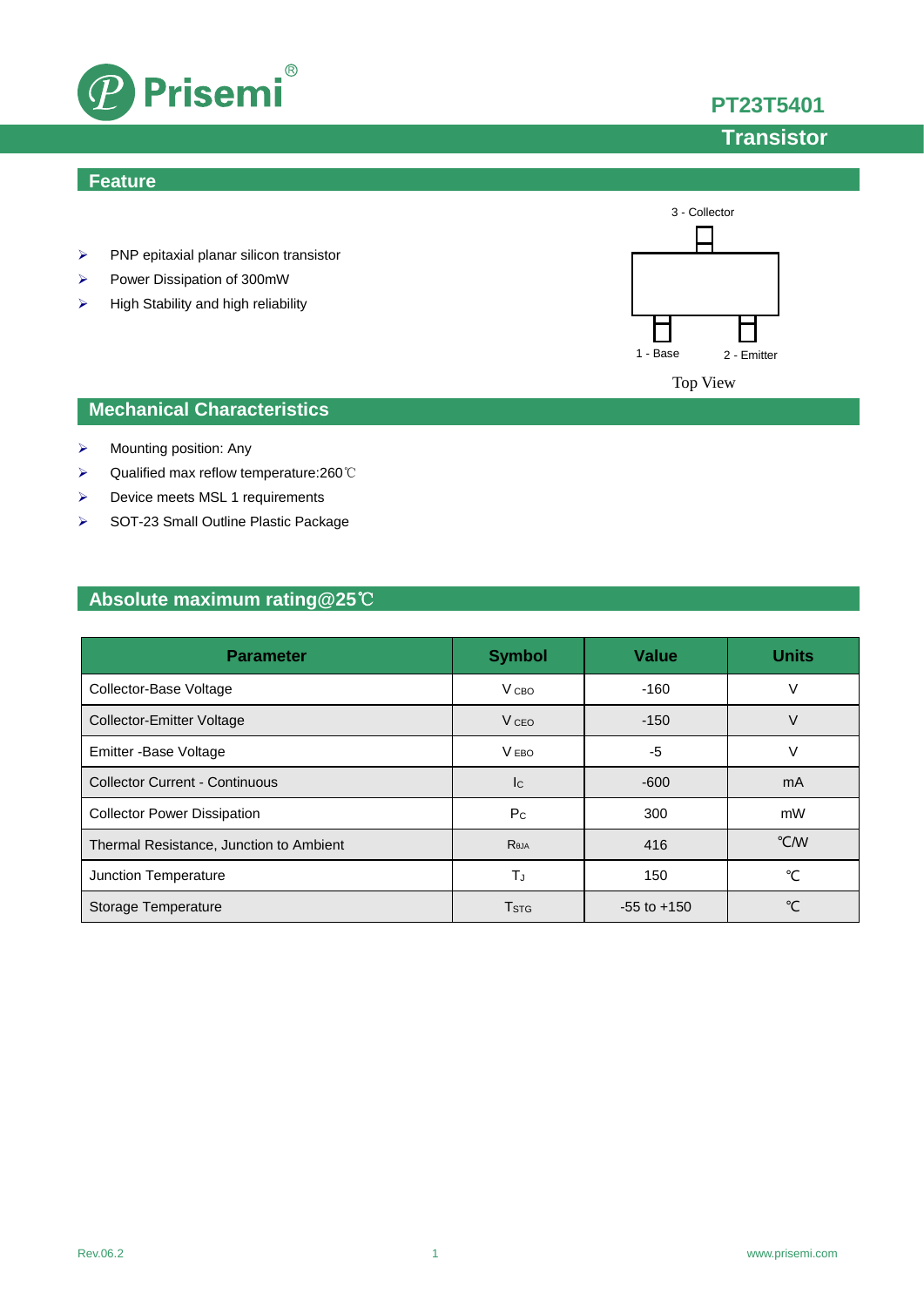# PT23T5401

## Transistor

## Feature

- PNP epitaxial planar silicon transistor
- Power Dissipation of 300mW
- High Stability and high reliability

3 - Collector

1 - Base

2 - Emitter

Top View

## Mechanical Characteristics

- Mounting position: Any
- Qualified max reflow temperature:260℃
- Device meets MSL 1 requirements
- SOT-23 Small Outline Plastic Package

## Absolute maximum rating@25℃

| Parameter | Symbol | Value | Units |
|---|---|---|---|
| Collector-Base Voltage | $V_{CBO}$ | -160 | V |
| Collector-Emitter Voltage | $V_{CEO}$ | -150 | V |
| Emitter -Base Voltage | $V_{EBO}$ | -5 | V |
| Collector Current - Continuous | $I_C$ | -600 | mA |
| Collector Power Dissipation | $P_C$ | 300 | mW |
| Thermal Resistance, Junction to Ambient | $R_{\theta JA}$ | 416 | ℃/W |
| Junction Temperature | $T_J$ | 150 | ℃ |
| Storage Temperature | $T_{STG}$ | -55 to +150 | ℃ |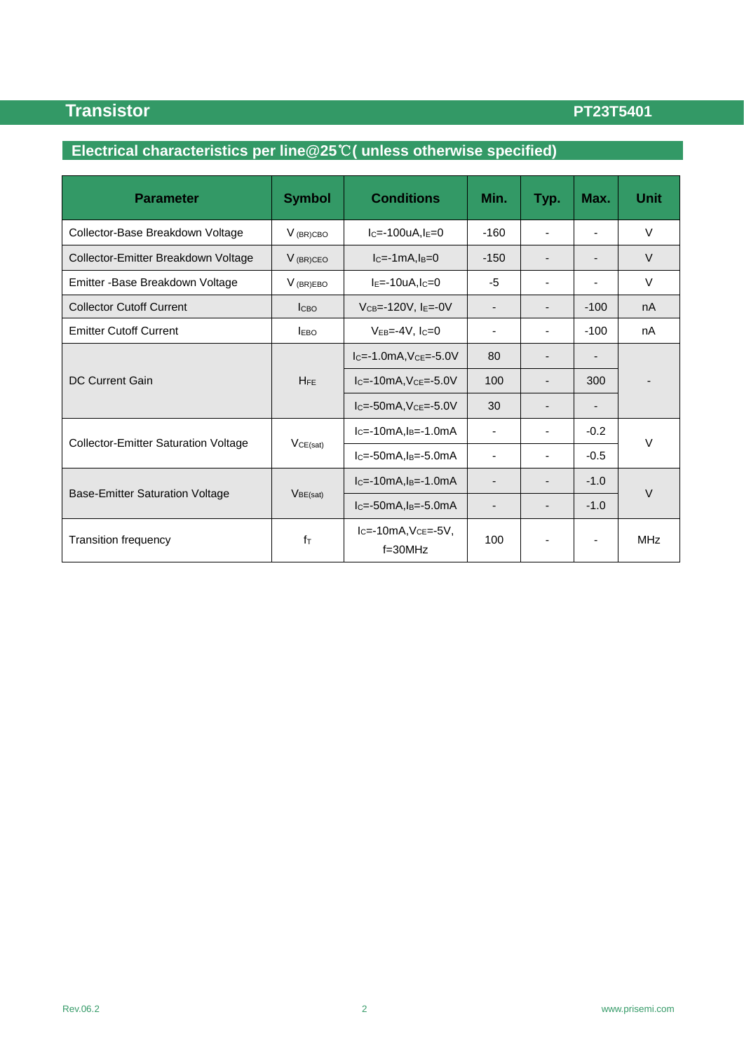## Electrical characteristics per line@25℃( unless otherwise specified)

| Parameter | Symbol | Conditions | Min. | Typ. | Max. | Unit |
|---|---|---|---|---|---|---|
| Collector-Base Breakdown Voltage | $V_{(BR)CBO}$ | $I_C$=-100uA,$I_E$=0 | -160 | - | - | V |
| Collector-Emitter Breakdown Voltage | $V_{(BR)CEO}$ | $I_C$=-1mA,$I_B$=0 | -150 | - | - | V |
| Emitter -Base Breakdown Voltage | $V_{(BR)EBO}$ | $I_E$=-10uA,$I_C$=0 | -5 | - | - | V |
| Collector Cutoff Current | $I_{CBO}$ | $V_{CB}$=-120V, $I_E$=-0V | - | - | -100 | nA |
| Emitter Cutoff Current | $I_{EBO}$ | $V_{EB}$=-4V, $I_C$=0 | - | - | -100 | nA |
| DC Current Gain | $H_{FE}$ | $I_C$=-1.0mA,$V_{CE}$=-5.0V | 80 | - | - | - |
| | | $I_C$=-10mA,$V_{CE}$=-5.0V | 100 | - | 300 | |
| | | $I_C$=-50mA,$V_{CE}$=-5.0V | 30 | - | - | |
| Collector-Emitter Saturation Voltage | $V_{CE(sat)}$ | $I_C$=-10mA,$I_B$=-1.0mA | - | - | -0.2 | V |
| | | $I_C$=-50mA,$I_B$=-5.0mA | - | - | -0.5 | |
| Base-Emitter Saturation Voltage | $V_{BE(sat)}$ | $I_C$=-10mA,$I_B$=-1.0mA | - | - | -1.0 | V |
| | | $I_C$=-50mA,$I_B$=-5.0mA | - | - | -1.0 | |
| Transition frequency | $f_T$ | $I_C$=-10mA,$V_{CE}$=-5V, f=30MHz | 100 | - | - | MHz |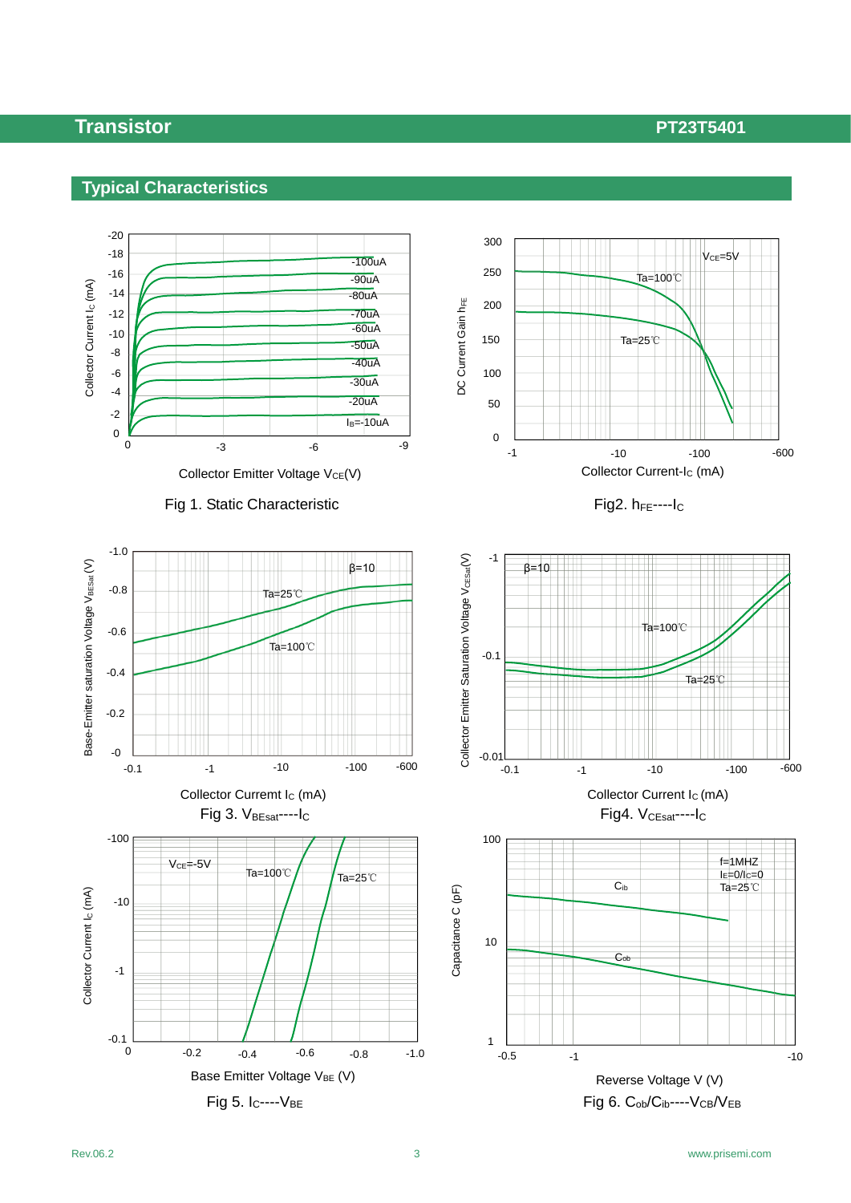## Typical Characteristics

Fig 1. Static Characteristic

Fig2. $h_{FE}$----$I_C$

Fig 3. $V_{BEsat}$----$I_C$

Fig4. $V_{CEsat}$----$I_C$

Fig 5. $I_C$----$V_{BE}$

Fig 6. $C_{ob}/C_{ib}$----$V_{CB}/V_{EB}$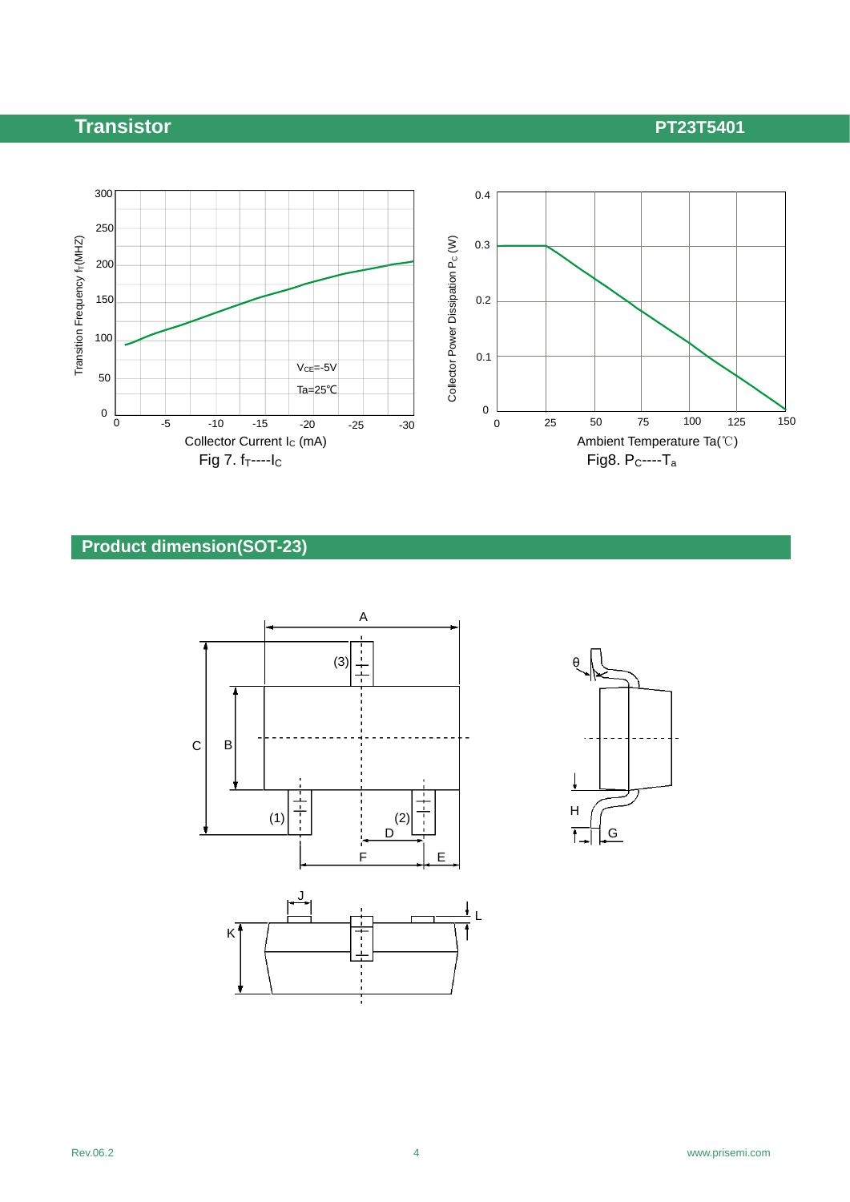Fig 7. $f_T$----$I_C$

Fig8. $P_C$----$T_a$

## Product dimension(SOT-23)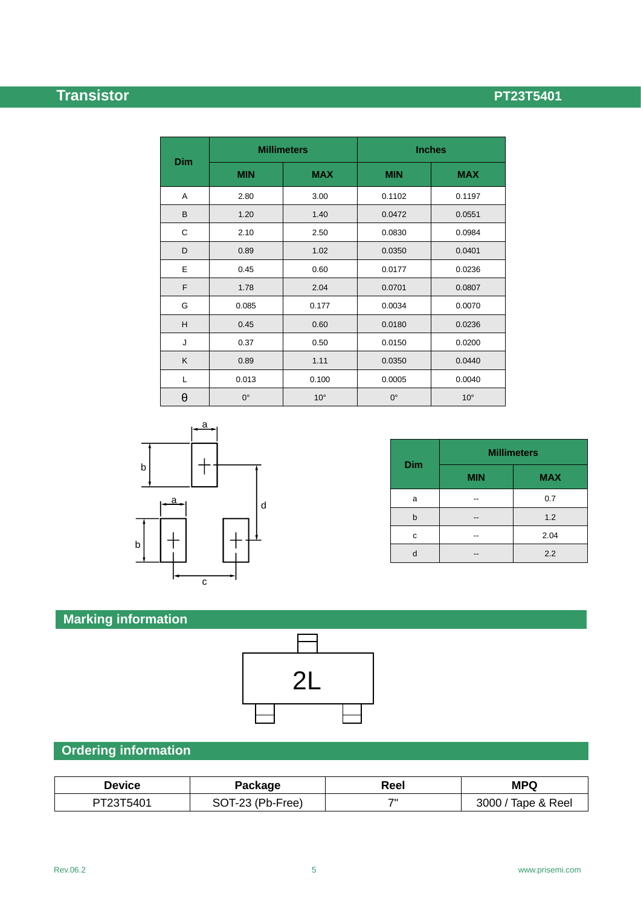| Dim | Millimeters | | Inches | |
|---|---|---|---|---|
| | MIN | MAX | MIN | MAX |
| A | 2.80 | 3.00 | 0.1102 | 0.1197 |
| B | 1.20 | 1.40 | 0.0472 | 0.0551 |
| C | 2.10 | 2.50 | 0.0830 | 0.0984 |
| D | 0.89 | 1.02 | 0.0350 | 0.0401 |
| E | 0.45 | 0.60 | 0.0177 | 0.0236 |
| F | 1.78 | 2.04 | 0.0701 | 0.0807 |
| G | 0.085 | 0.177 | 0.0034 | 0.0070 |
| H | 0.45 | 0.60 | 0.0180 | 0.0236 |
| J | 0.37 | 0.50 | 0.0150 | 0.0200 |
| K | 0.89 | 1.11 | 0.0350 | 0.0440 |
| L | 0.013 | 0.100 | 0.0005 | 0.0040 |
| θ | 0° | 10° | 0° | 10° |

| Dim | Millimeters | |
|---|---|---|
| | MIN | MAX |
| a | -- | 0.7 |
| b | -- | 1.2 |
| c | -- | 2.04 |
| d | -- | 2.2 |

## Marking information

2L

## Ordering information

| Device | Package | Reel | MPQ |
|---|---|---|---|
| PT23T5401 | SOT-23 (Pb-Free) | 7" | 3000 / Tape & Reel |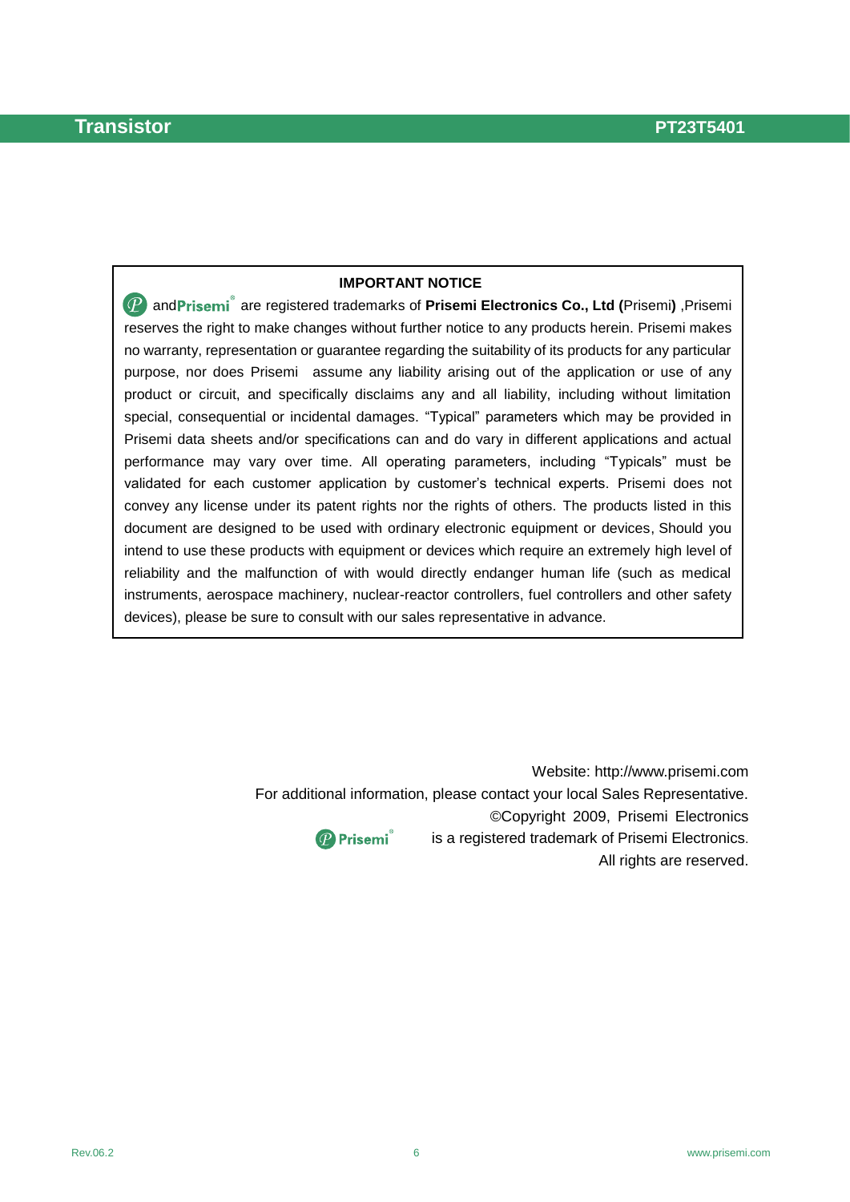**IMPORTANT NOTICE**

and Prisemi are registered trademarks of **Prisemi Electronics Co., Ltd (**Prisemi**)** ,Prisemi reserves the right to make changes without further notice to any products herein. Prisemi makes no warranty, representation or guarantee regarding the suitability of its products for any particular purpose, nor does Prisemi assume any liability arising out of the application or use of any product or circuit, and specifically disclaims any and all liability, including without limitation special, consequential or incidental damages. "Typical" parameters which may be provided in Prisemi data sheets and/or specifications can and do vary in different applications and actual performance may vary over time. All operating parameters, including "Typicals" must be validated for each customer application by customer's technical experts. Prisemi does not convey any license under its patent rights nor the rights of others. The products listed in this document are designed to be used with ordinary electronic equipment or devices, Should you intend to use these products with equipment or devices which require an extremely high level of reliability and the malfunction of with would directly endanger human life (such as medical instruments, aerospace machinery, nuclear-reactor controllers, fuel controllers and other safety devices), please be sure to consult with our sales representative in advance.

Website: http://www.prisemi.com

For additional information, please contact your local Sales Representative.

©Copyright 2009, Prisemi Electronics

Prisemi is a registered trademark of Prisemi Electronics.

All rights are reserved.